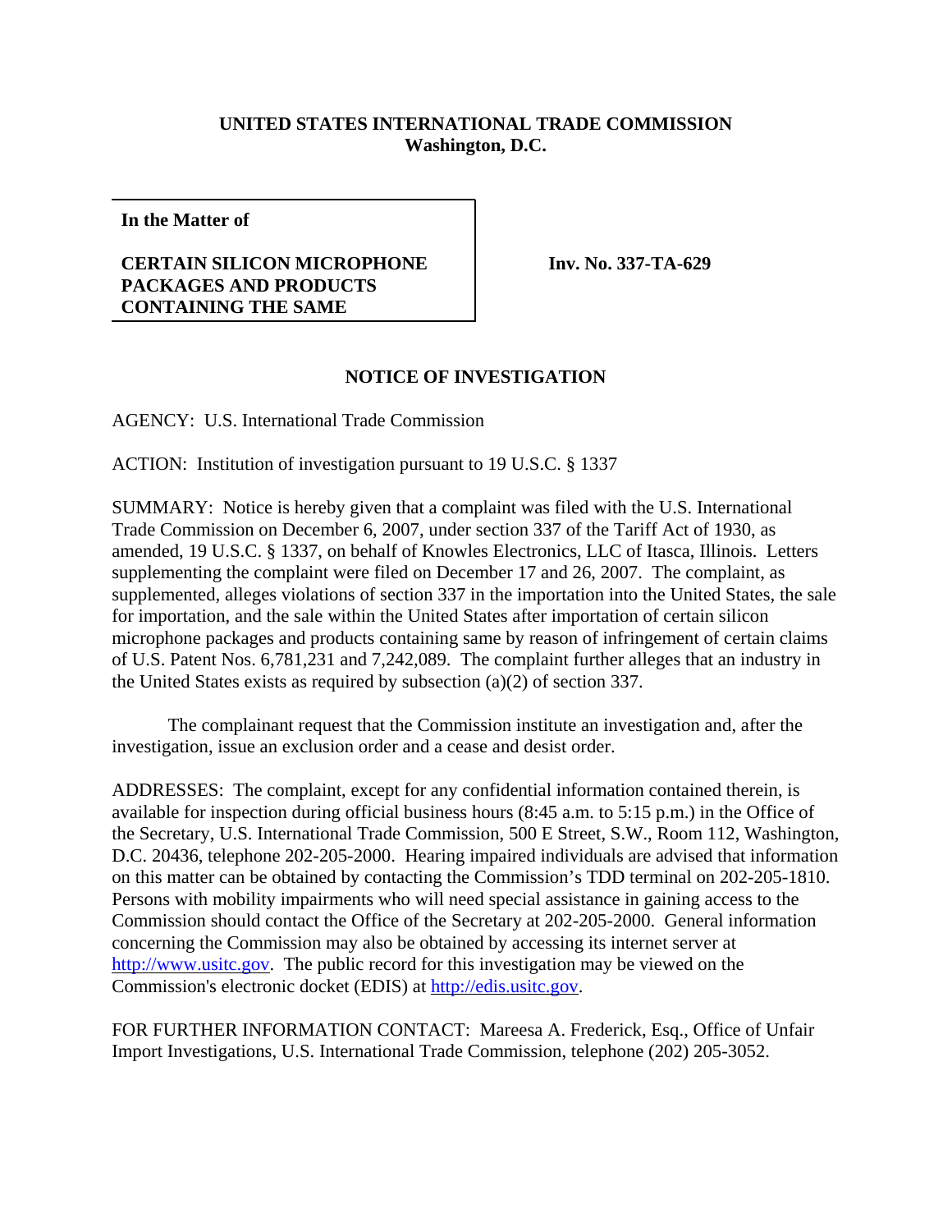**UNITED STATES INTERNATIONAL TRADE COMMISSION**
**Washington, D.C.**

| **In the Matter of** | |
|---|---|
| **CERTAIN SILICON MICROPHONE PACKAGES AND PRODUCTS CONTAINING THE SAME** | **Inv. No. 337-TA-629** |

## NOTICE OF INVESTIGATION

AGENCY: U.S. International Trade Commission

ACTION: Institution of investigation pursuant to 19 U.S.C. § 1337

SUMMARY: Notice is hereby given that a complaint was filed with the U.S. International Trade Commission on December 6, 2007, under section 337 of the Tariff Act of 1930, as amended, 19 U.S.C. § 1337, on behalf of Knowles Electronics, LLC of Itasca, Illinois. Letters supplementing the complaint were filed on December 17 and 26, 2007. The complaint, as supplemented, alleges violations of section 337 in the importation into the United States, the sale for importation, and the sale within the United States after importation of certain silicon microphone packages and products containing same by reason of infringement of certain claims of U.S. Patent Nos. 6,781,231 and 7,242,089. The complaint further alleges that an industry in the United States exists as required by subsection (a)(2) of section 337.

The complainant request that the Commission institute an investigation and, after the investigation, issue an exclusion order and a cease and desist order.

ADDRESSES: The complaint, except for any confidential information contained therein, is available for inspection during official business hours (8:45 a.m. to 5:15 p.m.) in the Office of the Secretary, U.S. International Trade Commission, 500 E Street, S.W., Room 112, Washington, D.C. 20436, telephone 202-205-2000. Hearing impaired individuals are advised that information on this matter can be obtained by contacting the Commission's TDD terminal on 202-205-1810. Persons with mobility impairments who will need special assistance in gaining access to the Commission should contact the Office of the Secretary at 202-205-2000. General information concerning the Commission may also be obtained by accessing its internet server at http://www.usitc.gov. The public record for this investigation may be viewed on the Commission's electronic docket (EDIS) at http://edis.usitc.gov.

FOR FURTHER INFORMATION CONTACT: Mareesa A. Frederick, Esq., Office of Unfair Import Investigations, U.S. International Trade Commission, telephone (202) 205-3052.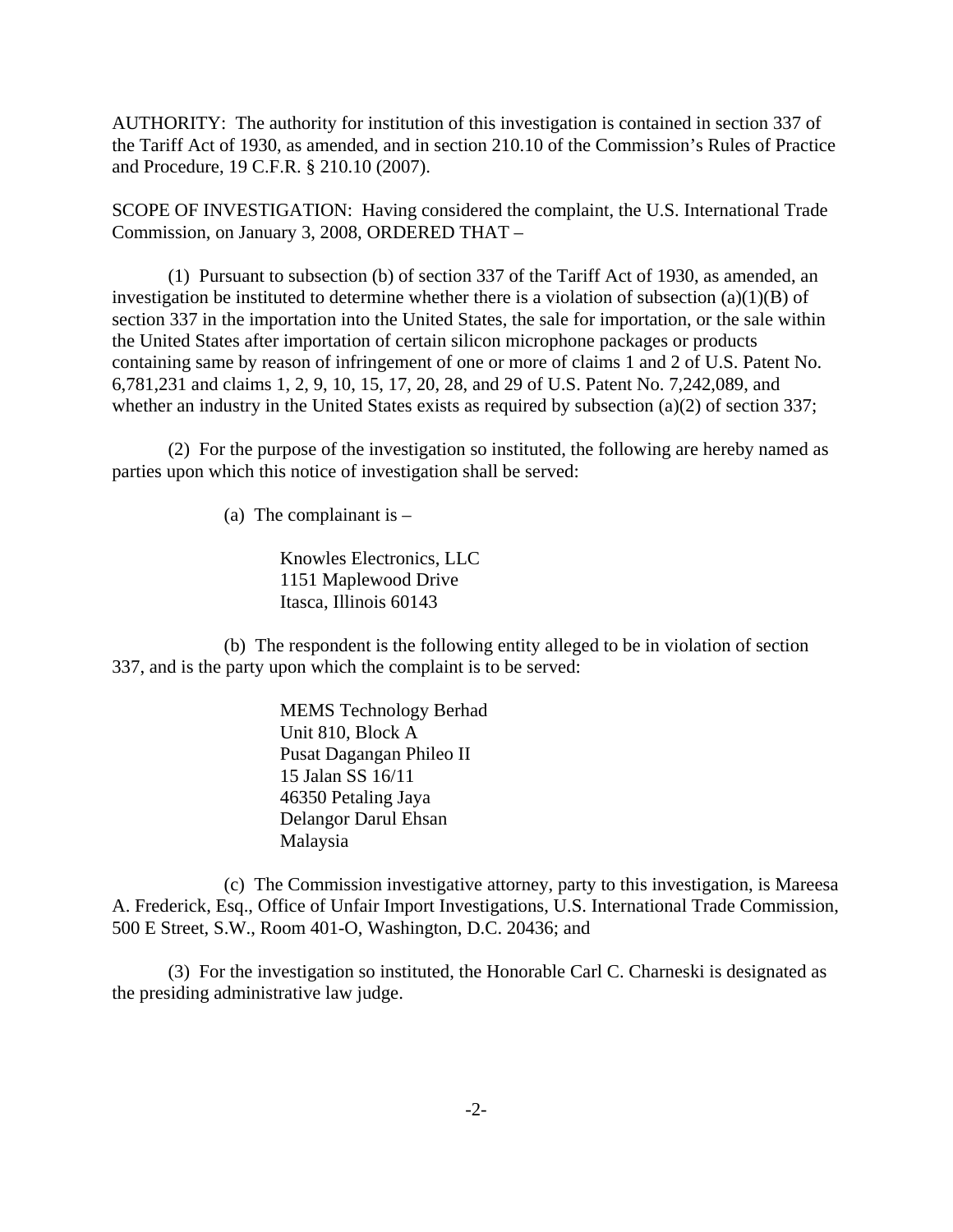AUTHORITY: The authority for institution of this investigation is contained in section 337 of the Tariff Act of 1930, as amended, and in section 210.10 of the Commission's Rules of Practice and Procedure, 19 C.F.R. § 210.10 (2007).

SCOPE OF INVESTIGATION: Having considered the complaint, the U.S. International Trade Commission, on January 3, 2008, ORDERED THAT –

(1) Pursuant to subsection (b) of section 337 of the Tariff Act of 1930, as amended, an investigation be instituted to determine whether there is a violation of subsection (a)(1)(B) of section 337 in the importation into the United States, the sale for importation, or the sale within the United States after importation of certain silicon microphone packages or products containing same by reason of infringement of one or more of claims 1 and 2 of U.S. Patent No. 6,781,231 and claims 1, 2, 9, 10, 15, 17, 20, 28, and 29 of U.S. Patent No. 7,242,089, and whether an industry in the United States exists as required by subsection (a)(2) of section 337;

(2) For the purpose of the investigation so instituted, the following are hereby named as parties upon which this notice of investigation shall be served:

(a) The complainant is –

Knowles Electronics, LLC
1151 Maplewood Drive
Itasca, Illinois 60143

(b) The respondent is the following entity alleged to be in violation of section 337, and is the party upon which the complaint is to be served:

MEMS Technology Berhad
Unit 810, Block A
Pusat Dagangan Phileo II
15 Jalan SS 16/11
46350 Petaling Jaya
Delangor Darul Ehsan
Malaysia

(c) The Commission investigative attorney, party to this investigation, is Mareesa A. Frederick, Esq., Office of Unfair Import Investigations, U.S. International Trade Commission, 500 E Street, S.W., Room 401-O, Washington, D.C. 20436; and

(3) For the investigation so instituted, the Honorable Carl C. Charneski is designated as the presiding administrative law judge.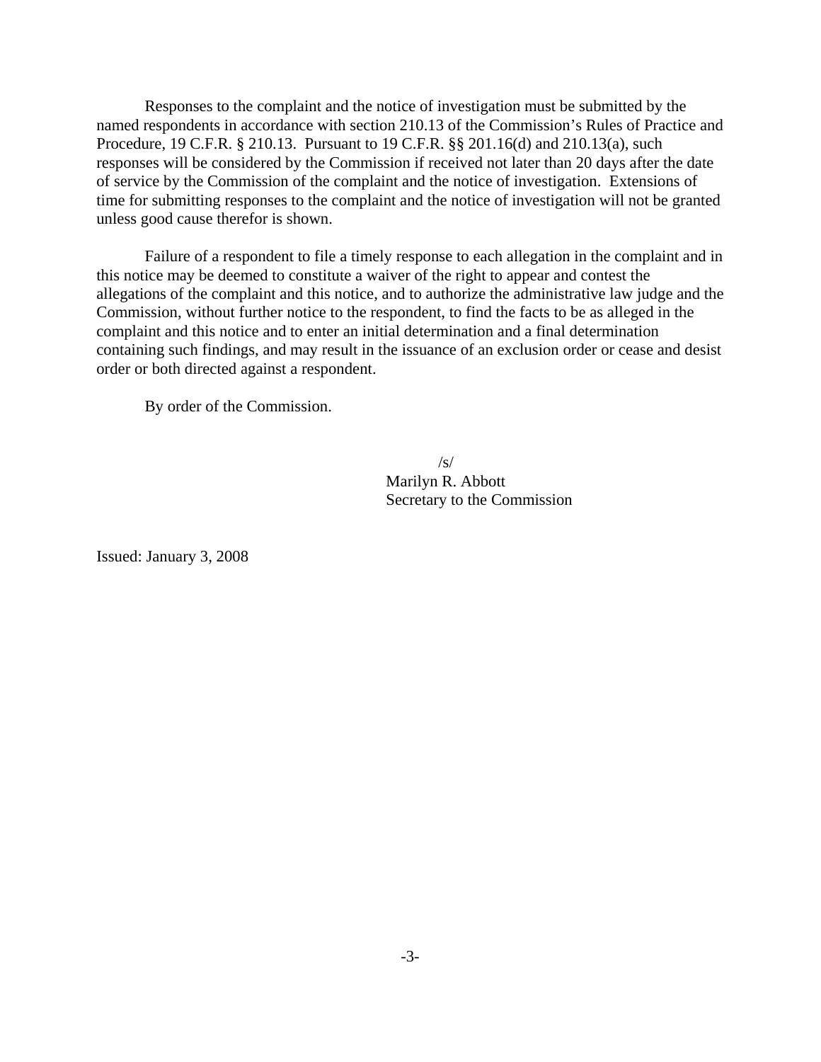Responses to the complaint and the notice of investigation must be submitted by the named respondents in accordance with section 210.13 of the Commission's Rules of Practice and Procedure, 19 C.F.R. § 210.13. Pursuant to 19 C.F.R. §§ 201.16(d) and 210.13(a), such responses will be considered by the Commission if received not later than 20 days after the date of service by the Commission of the complaint and the notice of investigation. Extensions of time for submitting responses to the complaint and the notice of investigation will not be granted unless good cause therefor is shown.

Failure of a respondent to file a timely response to each allegation in the complaint and in this notice may be deemed to constitute a waiver of the right to appear and contest the allegations of the complaint and this notice, and to authorize the administrative law judge and the Commission, without further notice to the respondent, to find the facts to be as alleged in the complaint and this notice and to enter an initial determination and a final determination containing such findings, and may result in the issuance of an exclusion order or cease and desist order or both directed against a respondent.

By order of the Commission.

/s/
Marilyn R. Abbott
Secretary to the Commission

Issued: January 3, 2008